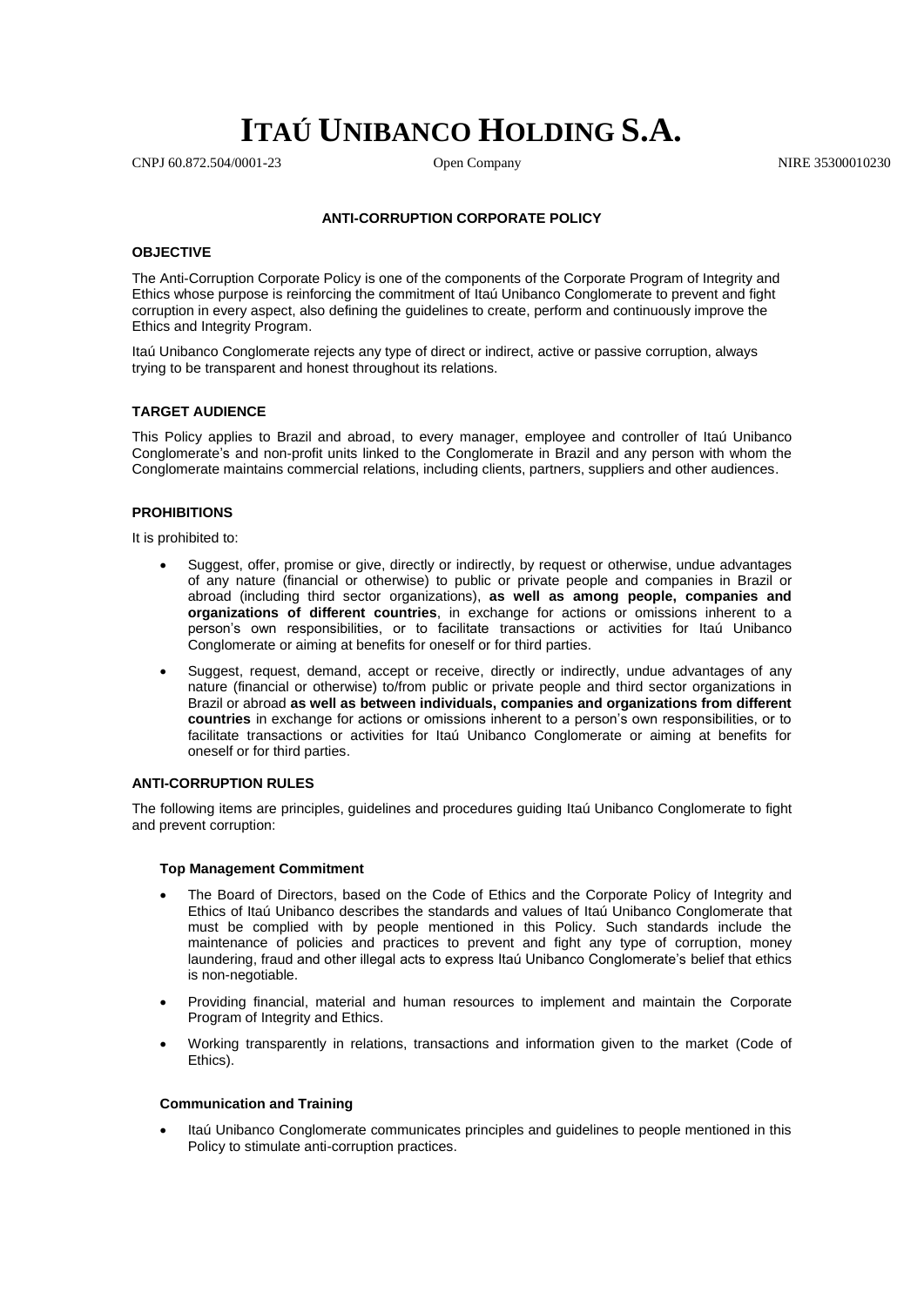# ITAÚ UNIBANCO HOLDING S.A.

CNPJ 60.872.504/0001-23 Open Company NIRE 35300010230

## ANTI-CORRUPTION CORPORATE POLICY

### OBJECTIVE

The Anti-Corruption Corporate Policy is one of the components of the Corporate Program of Integrity and Ethics whose purpose is reinforcing the commitment of Itaú Unibanco Conglomerate to prevent and fight corruption in every aspect, also defining the guidelines to create, perform and continuously improve the Ethics and Integrity Program.

Itaú Unibanco Conglomerate rejects any type of direct or indirect, active or passive corruption, always trying to be transparent and honest throughout its relations.

### TARGET AUDIENCE

This Policy applies to Brazil and abroad, to every manager, employee and controller of Itaú Unibanco Conglomerate's and non-profit units linked to the Conglomerate in Brazil and any person with whom the Conglomerate maintains commercial relations, including clients, partners, suppliers and other audiences.

### PROHIBITIONS

It is prohibited to:

- Suggest, offer, promise or give, directly or indirectly, by request or otherwise, undue advantages of any nature (financial or otherwise) to public or private people and companies in Brazil or abroad (including third sector organizations), **as well as among people, companies and organizations of different countries**, in exchange for actions or omissions inherent to a person's own responsibilities, or to facilitate transactions or activities for Itaú Unibanco Conglomerate or aiming at benefits for oneself or for third parties.
- Suggest, request, demand, accept or receive, directly or indirectly, undue advantages of any nature (financial or otherwise) to/from public or private people and third sector organizations in Brazil or abroad **as well as between individuals, companies and organizations from different countries** in exchange for actions or omissions inherent to a person's own responsibilities, or to facilitate transactions or activities for Itaú Unibanco Conglomerate or aiming at benefits for oneself or for third parties.

### ANTI-CORRUPTION RULES

The following items are principles, guidelines and procedures guiding Itaú Unibanco Conglomerate to fight and prevent corruption:

#### Top Management Commitment

- The Board of Directors, based on the Code of Ethics and the Corporate Policy of Integrity and Ethics of Itaú Unibanco describes the standards and values of Itaú Unibanco Conglomerate that must be complied with by people mentioned in this Policy. Such standards include the maintenance of policies and practices to prevent and fight any type of corruption, money laundering, fraud and other illegal acts to express Itaú Unibanco Conglomerate's belief that ethics is non-negotiable.
- Providing financial, material and human resources to implement and maintain the Corporate Program of Integrity and Ethics.
- Working transparently in relations, transactions and information given to the market (Code of Ethics).

#### Communication and Training

- Itaú Unibanco Conglomerate communicates principles and guidelines to people mentioned in this Policy to stimulate anti-corruption practices.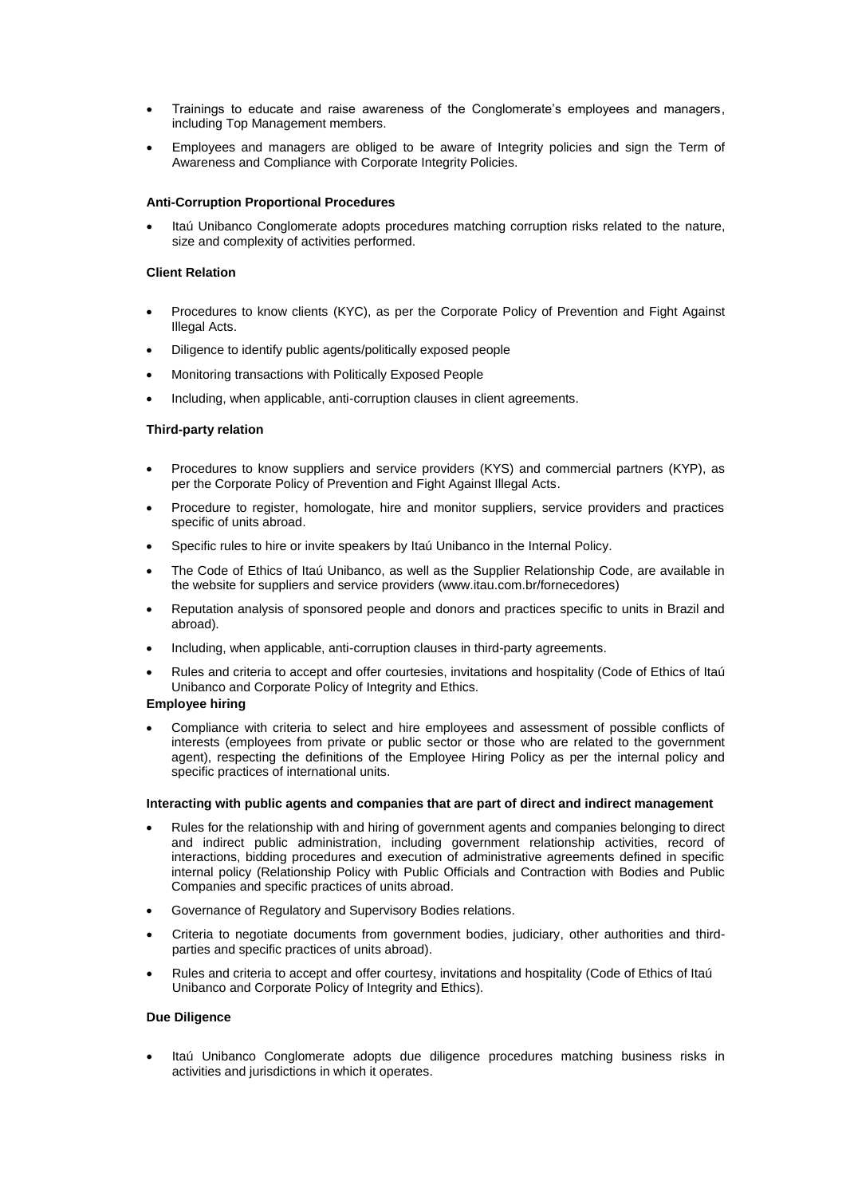- Trainings to educate and raise awareness of the Conglomerate's employees and managers, including Top Management members.
- Employees and managers are obliged to be aware of Integrity policies and sign the Term of Awareness and Compliance with Corporate Integrity Policies.

**Anti-Corruption Proportional Procedures**

- Itaú Unibanco Conglomerate adopts procedures matching corruption risks related to the nature, size and complexity of activities performed.

**Client Relation**

- Procedures to know clients (KYC), as per the Corporate Policy of Prevention and Fight Against Illegal Acts.
- Diligence to identify public agents/politically exposed people
- Monitoring transactions with Politically Exposed People
- Including, when applicable, anti-corruption clauses in client agreements.

**Third-party relation**

- Procedures to know suppliers and service providers (KYS) and commercial partners (KYP), as per the Corporate Policy of Prevention and Fight Against Illegal Acts.
- Procedure to register, homologate, hire and monitor suppliers, service providers and practices specific of units abroad.
- Specific rules to hire or invite speakers by Itaú Unibanco in the Internal Policy.
- The Code of Ethics of Itaú Unibanco, as well as the Supplier Relationship Code, are available in the website for suppliers and service providers (www.itau.com.br/fornecedores)
- Reputation analysis of sponsored people and donors and practices specific to units in Brazil and abroad).
- Including, when applicable, anti-corruption clauses in third-party agreements.
- Rules and criteria to accept and offer courtesies, invitations and hospitality (Code of Ethics of Itaú Unibanco and Corporate Policy of Integrity and Ethics.

**Employee hiring**

- Compliance with criteria to select and hire employees and assessment of possible conflicts of interests (employees from private or public sector or those who are related to the government agent), respecting the definitions of the Employee Hiring Policy as per the internal policy and specific practices of international units.

**Interacting with public agents and companies that are part of direct and indirect management**

- Rules for the relationship with and hiring of government agents and companies belonging to direct and indirect public administration, including government relationship activities, record of interactions, bidding procedures and execution of administrative agreements defined in specific internal policy (Relationship Policy with Public Officials and Contraction with Bodies and Public Companies and specific practices of units abroad.
- Governance of Regulatory and Supervisory Bodies relations.
- Criteria to negotiate documents from government bodies, judiciary, other authorities and third-parties and specific practices of units abroad).
- Rules and criteria to accept and offer courtesy, invitations and hospitality (Code of Ethics of Itaú Unibanco and Corporate Policy of Integrity and Ethics).

**Due Diligence**

- Itaú Unibanco Conglomerate adopts due diligence procedures matching business risks in activities and jurisdictions in which it operates.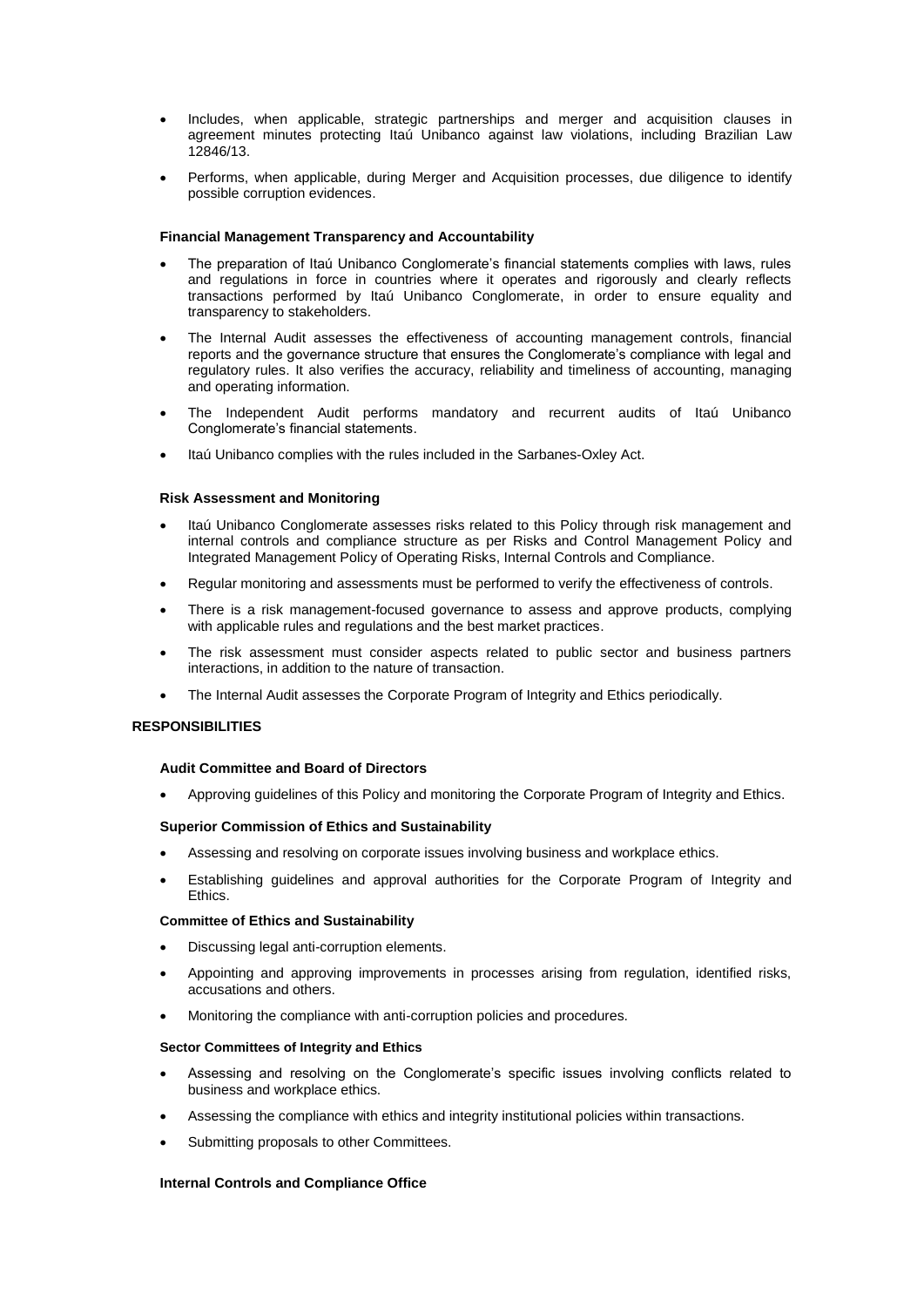- Includes, when applicable, strategic partnerships and merger and acquisition clauses in agreement minutes protecting Itaú Unibanco against law violations, including Brazilian Law 12846/13.
- Performs, when applicable, during Merger and Acquisition processes, due diligence to identify possible corruption evidences.

### Financial Management Transparency and Accountability

- The preparation of Itaú Unibanco Conglomerate's financial statements complies with laws, rules and regulations in force in countries where it operates and rigorously and clearly reflects transactions performed by Itaú Unibanco Conglomerate, in order to ensure equality and transparency to stakeholders.
- The Internal Audit assesses the effectiveness of accounting management controls, financial reports and the governance structure that ensures the Conglomerate's compliance with legal and regulatory rules. It also verifies the accuracy, reliability and timeliness of accounting, managing and operating information.
- The Independent Audit performs mandatory and recurrent audits of Itaú Unibanco Conglomerate's financial statements.
- Itaú Unibanco complies with the rules included in the Sarbanes-Oxley Act.

### Risk Assessment and Monitoring

- Itaú Unibanco Conglomerate assesses risks related to this Policy through risk management and internal controls and compliance structure as per Risks and Control Management Policy and Integrated Management Policy of Operating Risks, Internal Controls and Compliance.
- Regular monitoring and assessments must be performed to verify the effectiveness of controls.
- There is a risk management-focused governance to assess and approve products, complying with applicable rules and regulations and the best market practices.
- The risk assessment must consider aspects related to public sector and business partners interactions, in addition to the nature of transaction.
- The Internal Audit assesses the Corporate Program of Integrity and Ethics periodically.

## RESPONSIBILITIES

### Audit Committee and Board of Directors

- Approving guidelines of this Policy and monitoring the Corporate Program of Integrity and Ethics.

### Superior Commission of Ethics and Sustainability

- Assessing and resolving on corporate issues involving business and workplace ethics.
- Establishing guidelines and approval authorities for the Corporate Program of Integrity and Ethics.

### Committee of Ethics and Sustainability

- Discussing legal anti-corruption elements.
- Appointing and approving improvements in processes arising from regulation, identified risks, accusations and others.
- Monitoring the compliance with anti-corruption policies and procedures.

### Sector Committees of Integrity and Ethics

- Assessing and resolving on the Conglomerate's specific issues involving conflicts related to business and workplace ethics.
- Assessing the compliance with ethics and integrity institutional policies within transactions.
- Submitting proposals to other Committees.

### Internal Controls and Compliance Office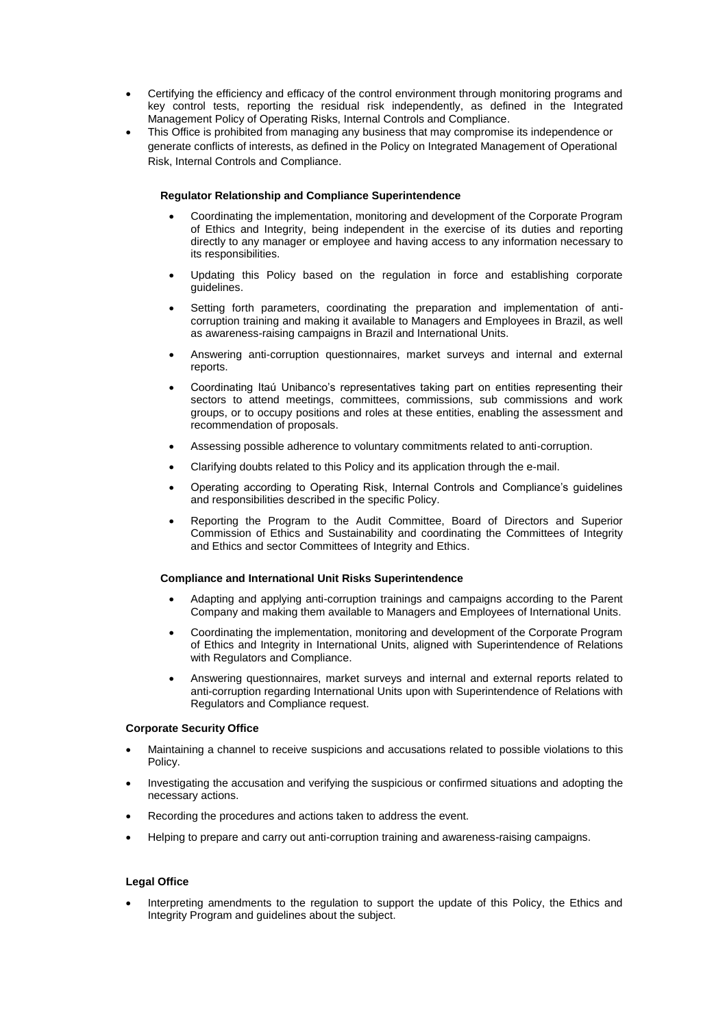- Certifying the efficiency and efficacy of the control environment through monitoring programs and key control tests, reporting the residual risk independently, as defined in the Integrated Management Policy of Operating Risks, Internal Controls and Compliance.
- This Office is prohibited from managing any business that may compromise its independence or generate conflicts of interests, as defined in the Policy on Integrated Management of Operational Risk, Internal Controls and Compliance.

**Regulator Relationship and Compliance Superintendence**

- Coordinating the implementation, monitoring and development of the Corporate Program of Ethics and Integrity, being independent in the exercise of its duties and reporting directly to any manager or employee and having access to any information necessary to its responsibilities.
- Updating this Policy based on the regulation in force and establishing corporate guidelines.
- Setting forth parameters, coordinating the preparation and implementation of anti-corruption training and making it available to Managers and Employees in Brazil, as well as awareness-raising campaigns in Brazil and International Units.
- Answering anti-corruption questionnaires, market surveys and internal and external reports.
- Coordinating Itaú Unibanco's representatives taking part on entities representing their sectors to attend meetings, committees, commissions, sub commissions and work groups, or to occupy positions and roles at these entities, enabling the assessment and recommendation of proposals.
- Assessing possible adherence to voluntary commitments related to anti-corruption.
- Clarifying doubts related to this Policy and its application through the e-mail.
- Operating according to Operating Risk, Internal Controls and Compliance's guidelines and responsibilities described in the specific Policy.
- Reporting the Program to the Audit Committee, Board of Directors and Superior Commission of Ethics and Sustainability and coordinating the Committees of Integrity and Ethics and sector Committees of Integrity and Ethics.

**Compliance and International Unit Risks Superintendence**

- Adapting and applying anti-corruption trainings and campaigns according to the Parent Company and making them available to Managers and Employees of International Units.
- Coordinating the implementation, monitoring and development of the Corporate Program of Ethics and Integrity in International Units, aligned with Superintendence of Relations with Regulators and Compliance.
- Answering questionnaires, market surveys and internal and external reports related to anti-corruption regarding International Units upon with Superintendence of Relations with Regulators and Compliance request.

**Corporate Security Office**

- Maintaining a channel to receive suspicions and accusations related to possible violations to this Policy.
- Investigating the accusation and verifying the suspicious or confirmed situations and adopting the necessary actions.
- Recording the procedures and actions taken to address the event.
- Helping to prepare and carry out anti-corruption training and awareness-raising campaigns.

**Legal Office**

- Interpreting amendments to the regulation to support the update of this Policy, the Ethics and Integrity Program and guidelines about the subject.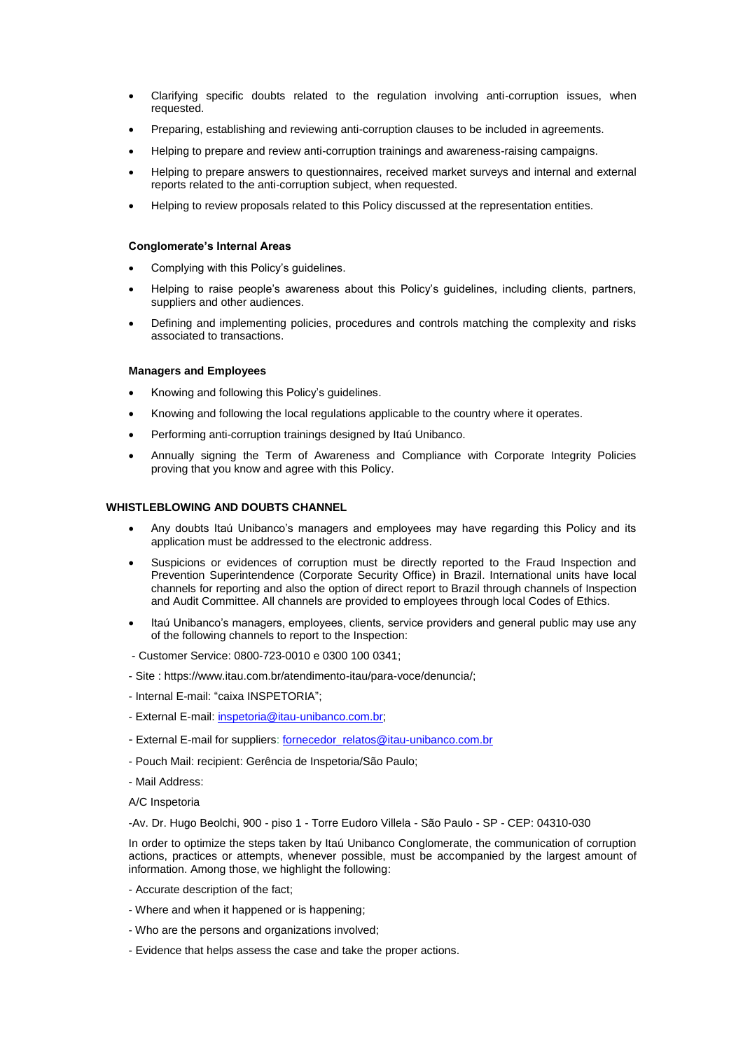- Clarifying specific doubts related to the regulation involving anti-corruption issues, when requested.
- Preparing, establishing and reviewing anti-corruption clauses to be included in agreements.
- Helping to prepare and review anti-corruption trainings and awareness-raising campaigns.
- Helping to prepare answers to questionnaires, received market surveys and internal and external reports related to the anti-corruption subject, when requested.
- Helping to review proposals related to this Policy discussed at the representation entities.

**Conglomerate's Internal Areas**

- Complying with this Policy's guidelines.
- Helping to raise people's awareness about this Policy's guidelines, including clients, partners, suppliers and other audiences.
- Defining and implementing policies, procedures and controls matching the complexity and risks associated to transactions.

**Managers and Employees**

- Knowing and following this Policy's guidelines.
- Knowing and following the local regulations applicable to the country where it operates.
- Performing anti-corruption trainings designed by Itaú Unibanco.
- Annually signing the Term of Awareness and Compliance with Corporate Integrity Policies proving that you know and agree with this Policy.

## WHISTLEBLOWING AND DOUBTS CHANNEL

- Any doubts Itaú Unibanco's managers and employees may have regarding this Policy and its application must be addressed to the electronic address.
- Suspicions or evidences of corruption must be directly reported to the Fraud Inspection and Prevention Superintendence (Corporate Security Office) in Brazil. International units have local channels for reporting and also the option of direct report to Brazil through channels of Inspection and Audit Committee. All channels are provided to employees through local Codes of Ethics.
- Itaú Unibanco's managers, employees, clients, service providers and general public may use any of the following channels to report to the Inspection:

- Customer Service: 0800-723-0010 e 0300 100 0341;

- Site : https://www.itau.com.br/atendimento-itau/para-voce/denuncia/;

- Internal E-mail: "caixa INSPETORIA";

- External E-mail: inspetoria@itau-unibanco.com.br;

- External E-mail for suppliers: fornecedor_relatos@itau-unibanco.com.br

- Pouch Mail: recipient: Gerência de Inspetoria/São Paulo;

- Mail Address:

A/C Inspetoria

-Av. Dr. Hugo Beolchi, 900 - piso 1 - Torre Eudoro Villela - São Paulo - SP - CEP: 04310-030

In order to optimize the steps taken by Itaú Unibanco Conglomerate, the communication of corruption actions, practices or attempts, whenever possible, must be accompanied by the largest amount of information. Among those, we highlight the following:

- Accurate description of the fact;

- Where and when it happened or is happening;

- Who are the persons and organizations involved;

- Evidence that helps assess the case and take the proper actions.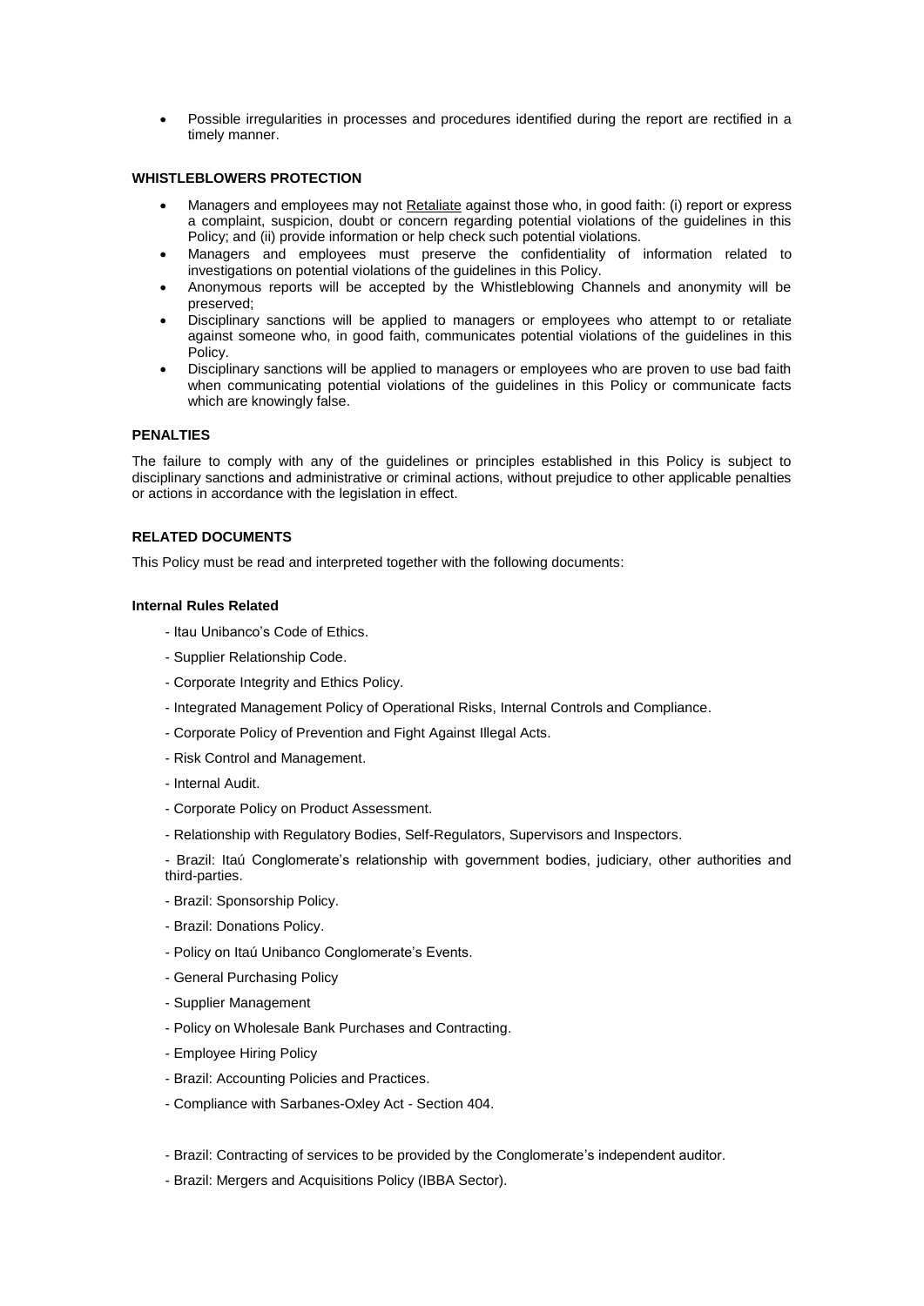- Possible irregularities in processes and procedures identified during the report are rectified in a timely manner.

## WHISTLEBLOWERS PROTECTION

- Managers and employees may not Retaliate against those who, in good faith: (i) report or express a complaint, suspicion, doubt or concern regarding potential violations of the guidelines in this Policy; and (ii) provide information or help check such potential violations.
- Managers and employees must preserve the confidentiality of information related to investigations on potential violations of the guidelines in this Policy.
- Anonymous reports will be accepted by the Whistleblowing Channels and anonymity will be preserved;
- Disciplinary sanctions will be applied to managers or employees who attempt to or retaliate against someone who, in good faith, communicates potential violations of the guidelines in this Policy.
- Disciplinary sanctions will be applied to managers or employees who are proven to use bad faith when communicating potential violations of the guidelines in this Policy or communicate facts which are knowingly false.

## PENALTIES

The failure to comply with any of the guidelines or principles established in this Policy is subject to disciplinary sanctions and administrative or criminal actions, without prejudice to other applicable penalties or actions in accordance with the legislation in effect.

## RELATED DOCUMENTS

This Policy must be read and interpreted together with the following documents:

### Internal Rules Related

- Itau Unibanco's Code of Ethics.
- Supplier Relationship Code.
- Corporate Integrity and Ethics Policy.
- Integrated Management Policy of Operational Risks, Internal Controls and Compliance.
- Corporate Policy of Prevention and Fight Against Illegal Acts.
- Risk Control and Management.
- Internal Audit.
- Corporate Policy on Product Assessment.
- Relationship with Regulatory Bodies, Self-Regulators, Supervisors and Inspectors.
- Brazil: Itaú Conglomerate's relationship with government bodies, judiciary, other authorities and third-parties.
- Brazil: Sponsorship Policy.
- Brazil: Donations Policy.
- Policy on Itaú Unibanco Conglomerate's Events.
- General Purchasing Policy
- Supplier Management
- Policy on Wholesale Bank Purchases and Contracting.
- Employee Hiring Policy
- Brazil: Accounting Policies and Practices.
- Compliance with Sarbanes-Oxley Act - Section 404.
- Brazil: Contracting of services to be provided by the Conglomerate's independent auditor.
- Brazil: Mergers and Acquisitions Policy (IBBA Sector).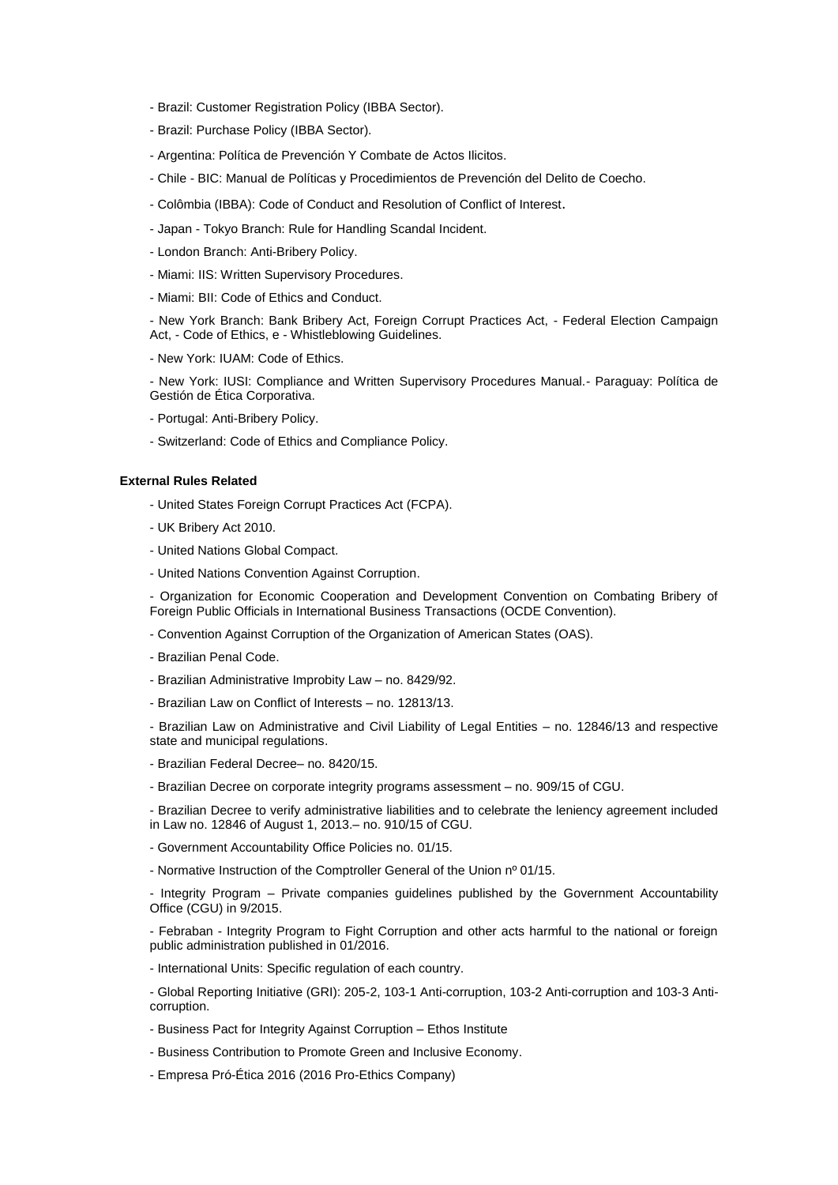- Brazil: Customer Registration Policy (IBBA Sector).

- Brazil: Purchase Policy (IBBA Sector).

- Argentina: Política de Prevención Y Combate de Actos Ilicitos.

- Chile - BIC: Manual de Políticas y Procedimientos de Prevención del Delito de Coecho.

- Colômbia (IBBA): Code of Conduct and Resolution of Conflict of Interest.

- Japan - Tokyo Branch: Rule for Handling Scandal Incident.

- London Branch: Anti-Bribery Policy.

- Miami: IIS: Written Supervisory Procedures.

- Miami: BII: Code of Ethics and Conduct.

- New York Branch: Bank Bribery Act, Foreign Corrupt Practices Act, - Federal Election Campaign Act, - Code of Ethics, e - Whistleblowing Guidelines.

- New York: IUAM: Code of Ethics.

- New York: IUSI: Compliance and Written Supervisory Procedures Manual.- Paraguay: Política de Gestión de Ética Corporativa.

- Portugal: Anti-Bribery Policy.

- Switzerland: Code of Ethics and Compliance Policy.

**External Rules Related**

- United States Foreign Corrupt Practices Act (FCPA).

- UK Bribery Act 2010.

- United Nations Global Compact.

- United Nations Convention Against Corruption.

- Organization for Economic Cooperation and Development Convention on Combating Bribery of Foreign Public Officials in International Business Transactions (OCDE Convention).

- Convention Against Corruption of the Organization of American States (OAS).

- Brazilian Penal Code.

- Brazilian Administrative Improbity Law – no. 8429/92.

- Brazilian Law on Conflict of Interests – no. 12813/13.

- Brazilian Law on Administrative and Civil Liability of Legal Entities – no. 12846/13 and respective state and municipal regulations.

- Brazilian Federal Decree– no. 8420/15.

- Brazilian Decree on corporate integrity programs assessment – no. 909/15 of CGU.

- Brazilian Decree to verify administrative liabilities and to celebrate the leniency agreement included in Law no. 12846 of August 1, 2013.– no. 910/15 of CGU.

- Government Accountability Office Policies no. 01/15.

- Normative Instruction of the Comptroller General of the Union nº 01/15.

- Integrity Program – Private companies guidelines published by the Government Accountability Office (CGU) in 9/2015.

- Febraban - Integrity Program to Fight Corruption and other acts harmful to the national or foreign public administration published in 01/2016.

- International Units: Specific regulation of each country.

- Global Reporting Initiative (GRI): 205-2, 103-1 Anti-corruption, 103-2 Anti-corruption and 103-3 Anti-corruption.

- Business Pact for Integrity Against Corruption – Ethos Institute

- Business Contribution to Promote Green and Inclusive Economy.

- Empresa Pró-Ética 2016 (2016 Pro-Ethics Company)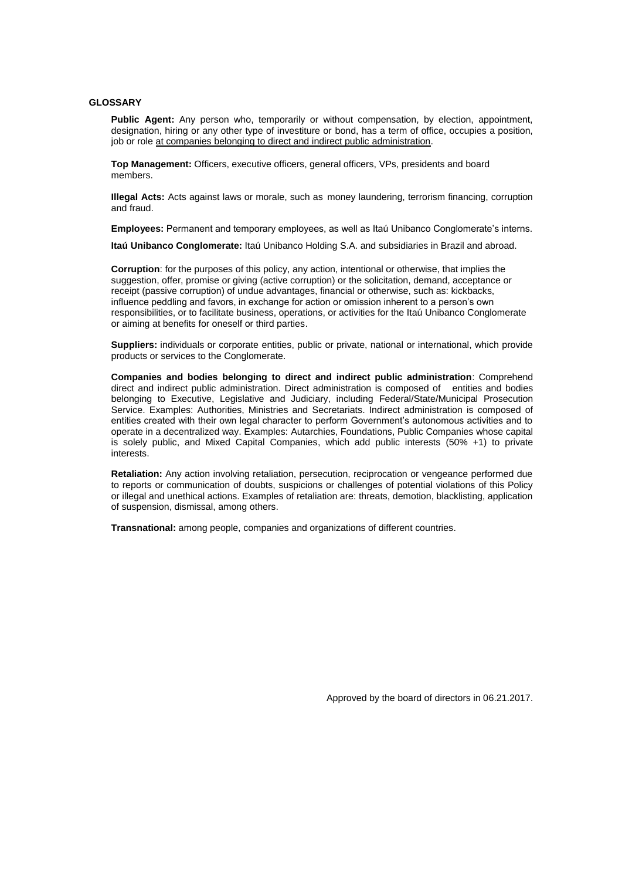## GLOSSARY

**Public Agent:** Any person who, temporarily or without compensation, by election, appointment, designation, hiring or any other type of investiture or bond, has a term of office, occupies a position, job or role at companies belonging to direct and indirect public administration.

**Top Management:** Officers, executive officers, general officers, VPs, presidents and board members.

**Illegal Acts:** Acts against laws or morale, such as money laundering, terrorism financing, corruption and fraud.

**Employees:** Permanent and temporary employees, as well as Itaú Unibanco Conglomerate's interns.

**Itaú Unibanco Conglomerate:** Itaú Unibanco Holding S.A. and subsidiaries in Brazil and abroad.

**Corruption**: for the purposes of this policy, any action, intentional or otherwise, that implies the suggestion, offer, promise or giving (active corruption) or the solicitation, demand, acceptance or receipt (passive corruption) of undue advantages, financial or otherwise, such as: kickbacks, influence peddling and favors, in exchange for action or omission inherent to a person's own responsibilities, or to facilitate business, operations, or activities for the Itaú Unibanco Conglomerate or aiming at benefits for oneself or third parties.

**Suppliers:** individuals or corporate entities, public or private, national or international, which provide products or services to the Conglomerate.

**Companies and bodies belonging to direct and indirect public administration**: Comprehend direct and indirect public administration. Direct administration is composed of entities and bodies belonging to Executive, Legislative and Judiciary, including Federal/State/Municipal Prosecution Service. Examples: Authorities, Ministries and Secretariats. Indirect administration is composed of entities created with their own legal character to perform Government's autonomous activities and to operate in a decentralized way. Examples: Autarchies, Foundations, Public Companies whose capital is solely public, and Mixed Capital Companies, which add public interests (50% +1) to private interests.

**Retaliation:** Any action involving retaliation, persecution, reciprocation or vengeance performed due to reports or communication of doubts, suspicions or challenges of potential violations of this Policy or illegal and unethical actions. Examples of retaliation are: threats, demotion, blacklisting, application of suspension, dismissal, among others.

**Transnational:** among people, companies and organizations of different countries.

Approved by the board of directors in 06.21.2017.